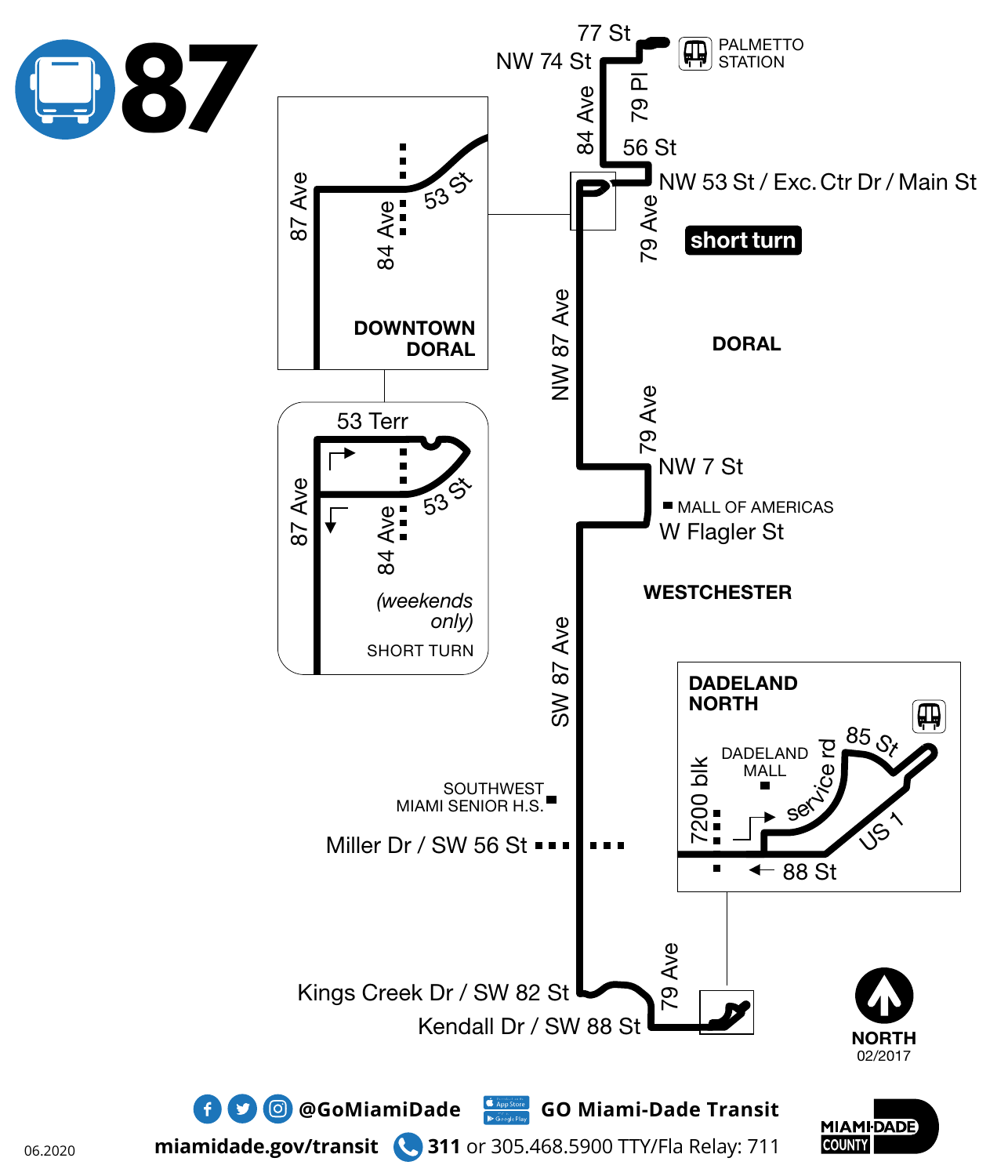# 87

PALMETTO STATION

77 St

NW 74 St

84 Ave

79 Pl

56 St

NW 53 St / Exc. Ctr Dr / Main St

79 Ave

**short turn**

**DOWNTOWN DORAL**

87 Ave

84 Ave

53 St

53 Terr

87 Ave

84 Ave

53 St

*(weekends only)*

SHORT TURN

NW 87 Ave

**DORAL**

79 Ave

NW 7 St

MALL OF AMERICAS

W Flagler St

**WESTCHESTER**

SW 87 Ave

SOUTHWEST MIAMI SENIOR H.S.

Miller Dr / SW 56 St

**DADELAND NORTH**

DADELAND MALL

7200 blk

service rd

85 St

US 1

88 St

Kings Creek Dr / SW 82 St

Kendall Dr / SW 88 St

79 Ave

NORTH

02/2017

@GoMiamiDade

GO Miami-Dade Transit

miamidade.gov/transit

311 or 305.468.5900 TTY/Fla Relay: 711

MIAMI-DADE COUNTY

06.2020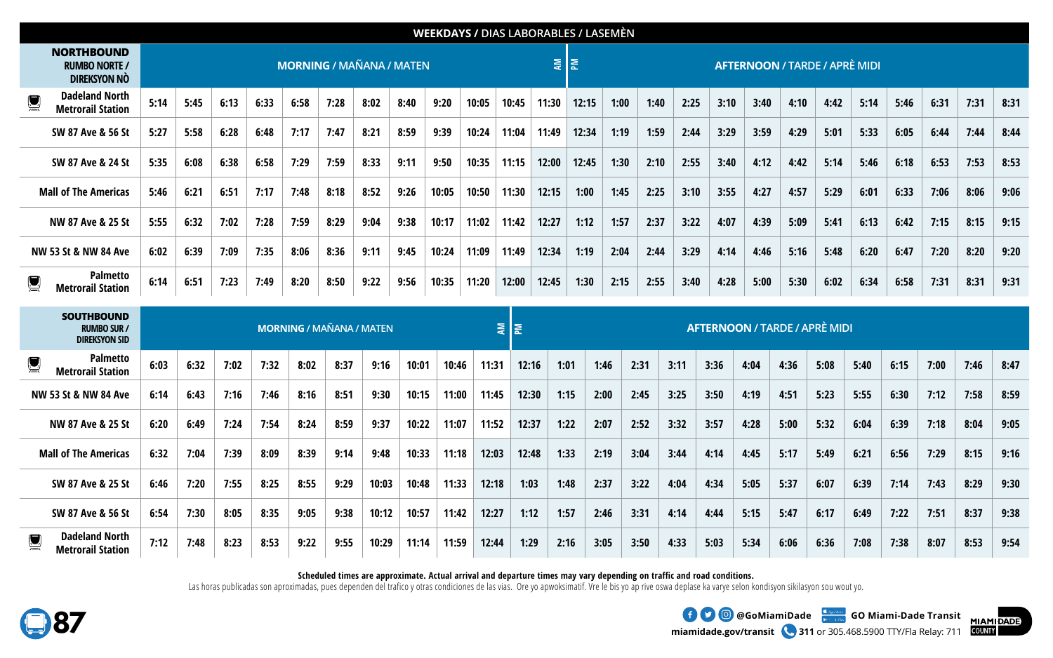## WEEKDAYS / DIAS LABORABLES / LASEMÈN

| NORTHBOUND RUMBO NORTE / DIREKSYON NÒ | MORNING / MAÑANA / MATEN (AM) | | | | | | | | | | | | AFTERNOON / TARDE / APRÈ MIDI (PM) | | | | | | | | | | | | | | | |
|---|---|---|---|---|---|---|---|---|---|---|---|---|---|---|---|---|---|---|---|---|---|---|---|---|---|---|---|---|
| Dadeland North Metrorail Station | 5:14 | 5:45 | 6:13 | 6:33 | 6:58 | 7:28 | 8:02 | 8:40 | 9:20 | 10:05 | 10:45 | 11:30 | 12:15 | 1:00 | 1:40 | 2:25 | 3:10 | 3:40 | 4:10 | 4:42 | 5:14 | 5:46 | 6:31 | 7:31 | 8:31 |
| SW 87 Ave & 56 St | 5:27 | 5:58 | 6:28 | 6:48 | 7:17 | 7:47 | 8:21 | 8:59 | 9:39 | 10:24 | 11:04 | 11:49 | 12:34 | 1:19 | 1:59 | 2:44 | 3:29 | 3:59 | 4:29 | 5:01 | 5:33 | 6:05 | 6:44 | 7:44 | 8:44 |
| SW 87 Ave & 24 St | 5:35 | 6:08 | 6:38 | 6:58 | 7:29 | 7:59 | 8:33 | 9:11 | 9:50 | 10:35 | 11:15 | 12:00 | 12:45 | 1:30 | 2:10 | 2:55 | 3:40 | 4:12 | 4:42 | 5:14 | 5:46 | 6:18 | 6:53 | 7:53 | 8:53 |
| Mall of The Americas | 5:46 | 6:21 | 6:51 | 7:17 | 7:48 | 8:18 | 8:52 | 9:26 | 10:05 | 10:50 | 11:30 | 12:15 | 1:00 | 1:45 | 2:25 | 3:10 | 3:55 | 4:27 | 4:57 | 5:29 | 6:01 | 6:33 | 7:06 | 8:06 | 9:06 |
| NW 87 Ave & 25 St | 5:55 | 6:32 | 7:02 | 7:28 | 7:59 | 8:29 | 9:04 | 9:38 | 10:17 | 11:02 | 11:42 | 12:27 | 1:12 | 1:57 | 2:37 | 3:22 | 4:07 | 4:39 | 5:09 | 5:41 | 6:13 | 6:42 | 7:15 | 8:15 | 9:15 |
| NW 53 St & NW 84 Ave | 6:02 | 6:39 | 7:09 | 7:35 | 8:06 | 8:36 | 9:11 | 9:45 | 10:24 | 11:09 | 11:49 | 12:34 | 1:19 | 2:04 | 2:44 | 3:29 | 4:14 | 4:46 | 5:16 | 5:48 | 6:20 | 6:47 | 7:20 | 8:20 | 9:20 |
| Palmetto Metrorail Station | 6:14 | 6:51 | 7:23 | 7:49 | 8:20 | 8:50 | 9:22 | 9:56 | 10:35 | 11:20 | 12:00 | 12:45 | 1:30 | 2:15 | 2:55 | 3:40 | 4:28 | 5:00 | 5:30 | 6:02 | 6:34 | 6:58 | 7:31 | 8:31 | 9:31 |

| SOUTHBOUND RUMBO SUR / DIREKSYON SID | MORNING / MAÑANA / MATEN (AM) | | | | | | | | | | AFTERNOON / TARDE / APRÈ MIDI (PM) | | | | | | | | | | | | | | |
|---|---|---|---|---|---|---|---|---|---|---|---|---|---|---|---|---|---|---|---|---|---|---|---|---|---|
| Palmetto Metrorail Station | 6:03 | 6:32 | 7:02 | 7:32 | 8:02 | 8:37 | 9:16 | 10:01 | 10:46 | 11:31 | 12:16 | 1:01 | 1:46 | 2:31 | 3:11 | 3:36 | 4:04 | 4:36 | 5:08 | 5:40 | 6:15 | 7:00 | 7:46 | 8:47 |
| NW 53 St & NW 84 Ave | 6:14 | 6:43 | 7:16 | 7:46 | 8:16 | 8:51 | 9:30 | 10:15 | 11:00 | 11:45 | 12:30 | 1:15 | 2:00 | 2:45 | 3:25 | 3:50 | 4:19 | 4:51 | 5:23 | 5:55 | 6:30 | 7:12 | 7:58 | 8:59 |
| NW 87 Ave & 25 St | 6:20 | 6:49 | 7:24 | 7:54 | 8:24 | 8:59 | 9:37 | 10:22 | 11:07 | 11:52 | 12:37 | 1:22 | 2:07 | 2:52 | 3:32 | 3:57 | 4:28 | 5:00 | 5:32 | 6:04 | 6:39 | 7:18 | 8:04 | 9:05 |
| Mall of The Americas | 6:32 | 7:04 | 7:39 | 8:09 | 8:39 | 9:14 | 9:48 | 10:33 | 11:18 | 12:03 | 12:48 | 1:33 | 2:19 | 3:04 | 3:44 | 4:14 | 4:45 | 5:17 | 5:49 | 6:21 | 6:56 | 7:29 | 8:15 | 9:16 |
| SW 87 Ave & 25 St | 6:46 | 7:20 | 7:55 | 8:25 | 8:55 | 9:29 | 10:03 | 10:48 | 11:33 | 12:18 | 1:03 | 1:48 | 2:37 | 3:22 | 4:04 | 4:34 | 5:05 | 5:37 | 6:07 | 6:39 | 7:14 | 7:43 | 8:29 | 9:30 |
| SW 87 Ave & 56 St | 6:54 | 7:30 | 8:05 | 8:35 | 9:05 | 9:38 | 10:12 | 10:57 | 11:42 | 12:27 | 1:12 | 1:57 | 2:46 | 3:31 | 4:14 | 4:44 | 5:15 | 5:47 | 6:17 | 6:49 | 7:22 | 7:51 | 8:37 | 9:38 |
| Dadeland North Metrorail Station | 7:12 | 7:48 | 8:23 | 8:53 | 9:22 | 9:55 | 10:29 | 11:14 | 11:59 | 12:44 | 1:29 | 2:16 | 3:05 | 3:50 | 4:33 | 5:03 | 5:34 | 6:06 | 6:36 | 7:08 | 7:38 | 8:07 | 8:53 | 9:54 |

**Scheduled times are approximate. Actual arrival and departure times may vary depending on traffic and road conditions.**

Las horas publicadas son aproximadas, pues dependen del trafico y otras condiciones de las vias. Ore yo apwoksimatif. Vre le bis yo ap rive oswa deplase ka varye selon kondisyon sikilasyon sou wout yo.

87

@GoMiamiDade GO Miami-Dade Transit

miamidade.gov/transit 311 or 305.468.5900 TTY/Fla Relay: 711

MIAMI-DADE COUNTY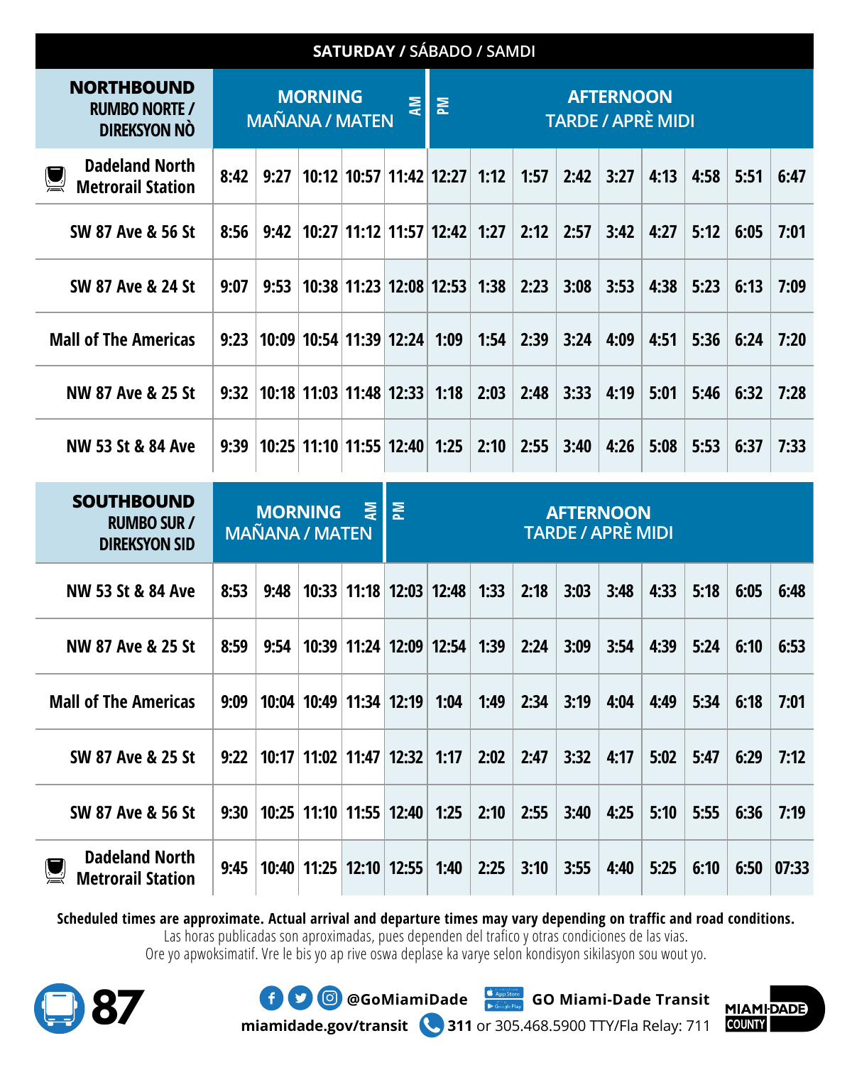## SATURDAY / SÁBADO / SAMDI

| NORTHBOUND RUMBO NORTE / DIREKSYON NÒ | MORNING MAÑANA / MATEN (AM) | | | | | AFTERNOON TARDE / APRÈ MIDI (PM) | | | | | | | | |
|---|---|---|---|---|---|---|---|---|---|---|---|---|---|---|
| Dadeland North Metrorail Station | 8:42 | 9:27 | 10:12 | 10:57 | 11:42 | 12:27 | 1:12 | 1:57 | 2:42 | 3:27 | 4:13 | 4:58 | 5:51 | 6:47 |
| SW 87 Ave & 56 St | 8:56 | 9:42 | 10:27 | 11:12 | 11:57 | 12:42 | 1:27 | 2:12 | 2:57 | 3:42 | 4:27 | 5:12 | 6:05 | 7:01 |
| SW 87 Ave & 24 St | 9:07 | 9:53 | 10:38 | 11:23 | 12:08 | 12:53 | 1:38 | 2:23 | 3:08 | 3:53 | 4:38 | 5:23 | 6:13 | 7:09 |
| Mall of The Americas | 9:23 | 10:09 | 10:54 | 11:39 | 12:24 | 1:09 | 1:54 | 2:39 | 3:24 | 4:09 | 4:51 | 5:36 | 6:24 | 7:20 |
| NW 87 Ave & 25 St | 9:32 | 10:18 | 11:03 | 11:48 | 12:33 | 1:18 | 2:03 | 2:48 | 3:33 | 4:19 | 5:01 | 5:46 | 6:32 | 7:28 |
| NW 53 St & 84 Ave | 9:39 | 10:25 | 11:10 | 11:55 | 12:40 | 1:25 | 2:10 | 2:55 | 3:40 | 4:26 | 5:08 | 5:53 | 6:37 | 7:33 |

| SOUTHBOUND RUMBO SUR / DIREKSYON SID | MORNING MAÑANA / MATEN (AM) | | | | AFTERNOON TARDE / APRÈ MIDI (PM) | | | | | | | | | |
|---|---|---|---|---|---|---|---|---|---|---|---|---|---|---|
| NW 53 St & 84 Ave | 8:53 | 9:48 | 10:33 | 11:18 | 12:03 | 12:48 | 1:33 | 2:18 | 3:03 | 3:48 | 4:33 | 5:18 | 6:05 | 6:48 |
| NW 87 Ave & 25 St | 8:59 | 9:54 | 10:39 | 11:24 | 12:09 | 12:54 | 1:39 | 2:24 | 3:09 | 3:54 | 4:39 | 5:24 | 6:10 | 6:53 |
| Mall of The Americas | 9:09 | 10:04 | 10:49 | 11:34 | 12:19 | 1:04 | 1:49 | 2:34 | 3:19 | 4:04 | 4:49 | 5:34 | 6:18 | 7:01 |
| SW 87 Ave & 25 St | 9:22 | 10:17 | 11:02 | 11:47 | 12:32 | 1:17 | 2:02 | 2:47 | 3:32 | 4:17 | 5:02 | 5:47 | 6:29 | 7:12 |
| SW 87 Ave & 56 St | 9:30 | 10:25 | 11:10 | 11:55 | 12:40 | 1:25 | 2:10 | 2:55 | 3:40 | 4:25 | 5:10 | 5:55 | 6:36 | 7:19 |
| Dadeland North Metrorail Station | 9:45 | 10:40 | 11:25 | 12:10 | 12:55 | 1:40 | 2:25 | 3:10 | 3:55 | 4:40 | 5:25 | 6:10 | 6:50 | 07:33 |

**Scheduled times are approximate. Actual arrival and departure times may vary depending on traffic and road conditions.**
Las horas publicadas son aproximadas, pues dependen del trafico y otras condiciones de las vias.
Ore yo apwoksimatif. Vre le bis yo ap rive oswa deplase ka varye selon kondisyon sikilasyon sou wout yo.

**87**

@GoMiamiDade | GO Miami-Dade Transit

miamidade.gov/transit | **311** or 305.468.5900 TTY/Fla Relay: 711

MIAMI-DADE COUNTY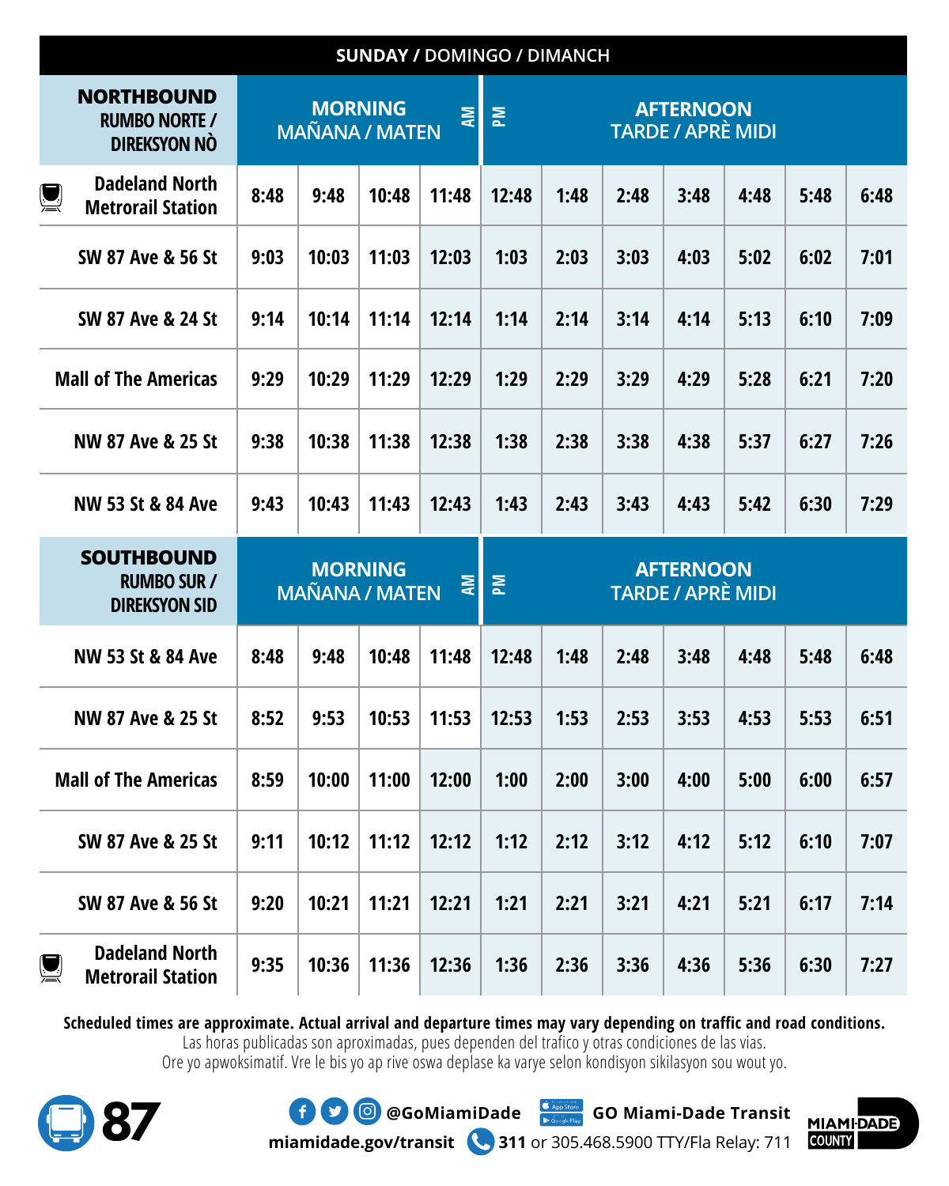## SUNDAY / DOMINGO / DIMANCH

| NORTHBOUND RUMBO NORTE / DIREKSYON NÒ | MORNING MAÑANA / MATEN (AM) | | | | AFTERNOON TARDE / APRÈ MIDI (PM) | | | | | | |
|---|---|---|---|---|---|---|---|---|---|---|---|
| Dadeland North Metrorail Station | 8:48 | 9:48 | 10:48 | 11:48 | 12:48 | 1:48 | 2:48 | 3:48 | 4:48 | 5:48 | 6:48 |
| SW 87 Ave & 56 St | 9:03 | 10:03 | 11:03 | 12:03 | 1:03 | 2:03 | 3:03 | 4:03 | 5:02 | 6:02 | 7:01 |
| SW 87 Ave & 24 St | 9:14 | 10:14 | 11:14 | 12:14 | 1:14 | 2:14 | 3:14 | 4:14 | 5:13 | 6:10 | 7:09 |
| Mall of The Americas | 9:29 | 10:29 | 11:29 | 12:29 | 1:29 | 2:29 | 3:29 | 4:29 | 5:28 | 6:21 | 7:20 |
| NW 87 Ave & 25 St | 9:38 | 10:38 | 11:38 | 12:38 | 1:38 | 2:38 | 3:38 | 4:38 | 5:37 | 6:27 | 7:26 |
| NW 53 St & 84 Ave | 9:43 | 10:43 | 11:43 | 12:43 | 1:43 | 2:43 | 3:43 | 4:43 | 5:42 | 6:30 | 7:29 |

| SOUTHBOUND RUMBO SUR / DIREKSYON SID | MORNING MAÑANA / MATEN (AM) | | | | AFTERNOON TARDE / APRÈ MIDI (PM) | | | | | | |
|---|---|---|---|---|---|---|---|---|---|---|---|
| NW 53 St & 84 Ave | 8:48 | 9:48 | 10:48 | 11:48 | 12:48 | 1:48 | 2:48 | 3:48 | 4:48 | 5:48 | 6:48 |
| NW 87 Ave & 25 St | 8:52 | 9:53 | 10:53 | 11:53 | 12:53 | 1:53 | 2:53 | 3:53 | 4:53 | 5:53 | 6:51 |
| Mall of The Americas | 8:59 | 10:00 | 11:00 | 12:00 | 1:00 | 2:00 | 3:00 | 4:00 | 5:00 | 6:00 | 6:57 |
| SW 87 Ave & 25 St | 9:11 | 10:12 | 11:12 | 12:12 | 1:12 | 2:12 | 3:12 | 4:12 | 5:12 | 6:10 | 7:07 |
| SW 87 Ave & 56 St | 9:20 | 10:21 | 11:21 | 12:21 | 1:21 | 2:21 | 3:21 | 4:21 | 5:21 | 6:17 | 7:14 |
| Dadeland North Metrorail Station | 9:35 | 10:36 | 11:36 | 12:36 | 1:36 | 2:36 | 3:36 | 4:36 | 5:36 | 6:30 | 7:27 |

**Scheduled times are approximate. Actual arrival and departure times may vary depending on traffic and road conditions.**
Las horas publicadas son aproximadas, pues dependen del trafico y otras condiciones de las vias.
Ore yo apwoksimatif. Vre le bis yo ap rive oswa deplase ka varye selon kondisyon sikilasyon sou wout yo.

**87**

@GoMiamiDade GO Miami-Dade Transit

miamidade.gov/transit 311 or 305.468.5900 TTY/Fla Relay: 711

MIAMI-DADE COUNTY